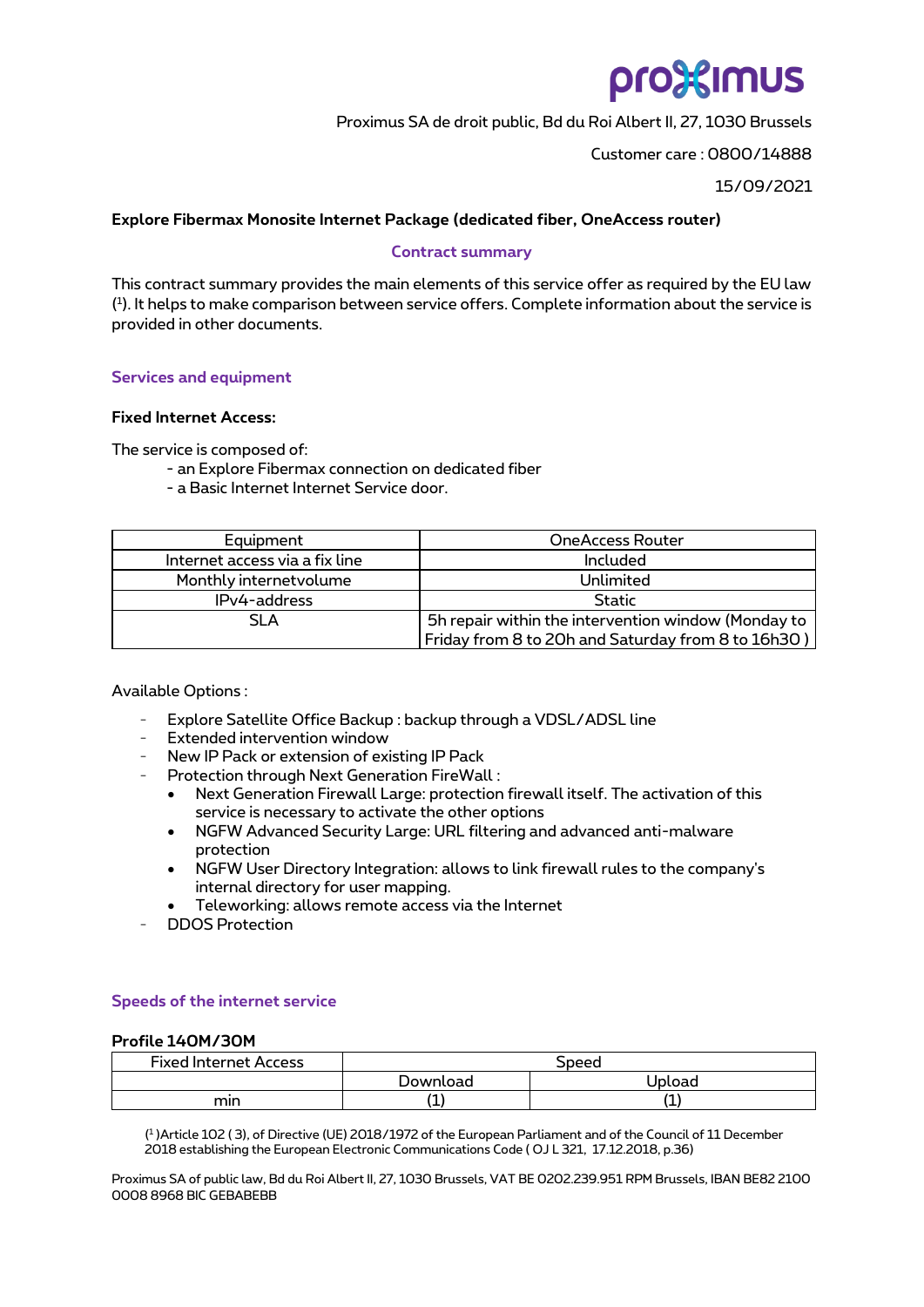proximus

Proximus SA de droit public, Bd du Roi Albert II, 27, 1030 Brussels

Customer care : 0800/14888

15/09/2021

**Explore Fibermax Monosite Internet Package (dedicated fiber, OneAccess router)**

## Contract summary

This contract summary provides the main elements of this service offer as required by the EU law ([1]). It helps to make comparison between service offers. Complete information about the service is provided in other documents.

### Services and equipment

**Fixed Internet Access:**

The service is composed of:
- an Explore Fibermax connection on dedicated fiber
- a Basic Internet Internet Service door.

| Equipment | OneAccess Router |
|---|---|
| Internet access via a fix line | Included |
| Monthly internetvolume | Unlimited |
| IPv4-address | Static |
| SLA | 5h repair within the intervention window (Monday to Friday from 8 to 20h and Saturday from 8 to 16h30 ) |

Available Options :

- Explore Satellite Office Backup : backup through a VDSL/ADSL line
- Extended intervention window
- New IP Pack or extension of existing IP Pack
- Protection through Next Generation FireWall :
  - Next Generation Firewall Large: protection firewall itself. The activation of this service is necessary to activate the other options
  - NGFW Advanced Security Large: URL filtering and advanced anti-malware protection
  - NGFW User Directory Integration: allows to link firewall rules to the company's internal directory for user mapping.
  - Teleworking: allows remote access via the Internet
- DDOS Protection

### Speeds of the internet service

**Profile 140M/30M**

| Fixed Internet Access | Speed | |
|---|---|---|
| | Download | Upload |
| min | (1) | (1) |

([1] )Article 102 ( 3), of Directive (UE) 2018/1972 of the European Parliament and of the Council of 11 December 2018 establishing the European Electronic Communications Code ( OJ L 321, 17.12.2018, p.36)

Proximus SA of public law, Bd du Roi Albert II, 27, 1030 Brussels, VAT BE 0202.239.951 RPM Brussels, IBAN BE82 2100 0008 8968 BIC GEBABEBB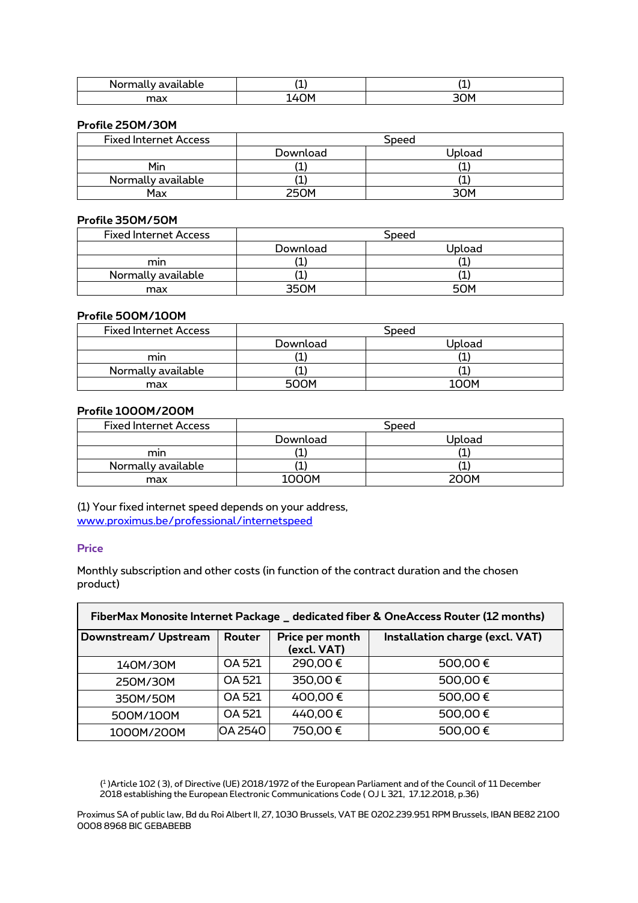| Normally available | (1) | (1) |
|---|---|---|
| max | 140M | 30M |

**Profile 250M/30M**

| Fixed Internet Access | Speed | |
|---|---|---|
| | Download | Upload |
| Min | (1) | (1) |
| Normally available | (1) | (1) |
| Max | 250M | 30M |

**Profile 350M/50M**

| Fixed Internet Access | Speed | |
|---|---|---|
| | Download | Upload |
| min | (1) | (1) |
| Normally available | (1) | (1) |
| max | 350M | 50M |

**Profile 500M/100M**

| Fixed Internet Access | Speed | |
|---|---|---|
| | Download | Upload |
| min | (1) | (1) |
| Normally available | (1) | (1) |
| max | 500M | 100M |

**Profile 1000M/200M**

| Fixed Internet Access | Speed | |
|---|---|---|
| | Download | Upload |
| min | (1) | (1) |
| Normally available | (1) | (1) |
| max | 1000M | 200M |

(1) Your fixed internet speed depends on your address, www.proximus.be/professional/internetspeed

## Price

Monthly subscription and other costs (in function of the contract duration and the chosen product)

| FiberMax Monosite Internet Package _ dedicated fiber & OneAccess Router (12 months) | | | |
|---|---|---|---|
| **Downstream/ Upstream** | **Router** | **Price per month (excl. VAT)** | **Installation charge (excl. VAT)** |
| 140M/30M | OA 521 | 290,00 € | 500,00 € |
| 250M/30M | OA 521 | 350,00 € | 500,00 € |
| 350M/50M | OA 521 | 400,00 € | 500,00 € |
| 500M/100M | OA 521 | 440,00 € | 500,00 € |
| 1000M/200M | OA 2540 | 750,00 € | 500,00 € |

([1])Article 102 ( 3), of Directive (UE) 2018/1972 of the European Parliament and of the Council of 11 December 2018 establishing the European Electronic Communications Code ( OJ L 321, 17.12.2018, p.36)

Proximus SA of public law, Bd du Roi Albert II, 27, 1030 Brussels, VAT BE 0202.239.951 RPM Brussels, IBAN BE82 2100 0008 8968 BIC GEBABEBB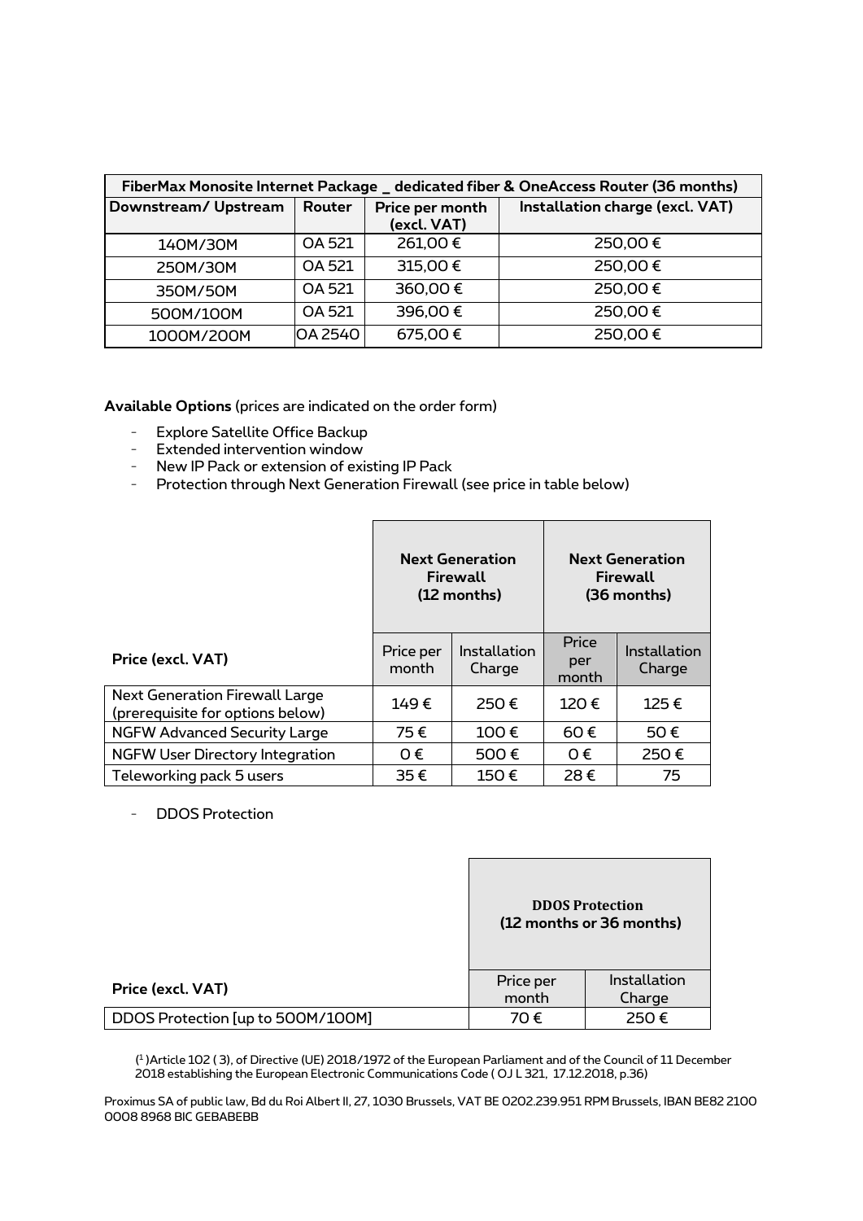| FiberMax Monosite Internet Package _ dedicated fiber & OneAccess Router (36 months) | | | |
|---|---|---|---|
| **Downstream/ Upstream** | **Router** | **Price per month (excl. VAT)** | **Installation charge (excl. VAT)** |
| 140M/30M | OA 521 | 261,00 € | 250,00 € |
| 250M/30M | OA 521 | 315,00 € | 250,00 € |
| 350M/50M | OA 521 | 360,00 € | 250,00 € |
| 500M/100M | OA 521 | 396,00 € | 250,00 € |
| 1000M/200M | OA 2540 | 675,00 € | 250,00 € |

**Available Options** (prices are indicated on the order form)

- Explore Satellite Office Backup
- Extended intervention window
- New IP Pack or extension of existing IP Pack
- Protection through Next Generation Firewall (see price in table below)

| | **Next Generation Firewall (12 months)** | | **Next Generation Firewall (36 months)** | |
|---|---|---|---|---|
| **Price (excl. VAT)** | Price per month | Installation Charge | Price per month | Installation Charge |
| Next Generation Firewall Large (prerequisite for options below) | 149 € | 250 € | 120 € | 125 € |
| NGFW Advanced Security Large | 75 € | 100 € | 60 € | 50 € |
| NGFW User Directory Integration | 0 € | 500 € | 0 € | 250 € |
| Teleworking pack 5 users | 35 € | 150 € | 28 € | 75 |

- DDOS Protection

| | **DDOS Protection (12 months or 36 months)** | |
|---|---|---|
| **Price (excl. VAT)** | Price per month | Installation Charge |
| DDOS Protection [up to 500M/100M] | 70 € | 250 € |

([1])Article 102 ( 3), of Directive (UE) 2018/1972 of the European Parliament and of the Council of 11 December 2018 establishing the European Electronic Communications Code ( OJ L 321, 17.12.2018, p.36)

Proximus SA of public law, Bd du Roi Albert II, 27, 1030 Brussels, VAT BE 0202.239.951 RPM Brussels, IBAN BE82 2100 0008 8968 BIC GEBABEBB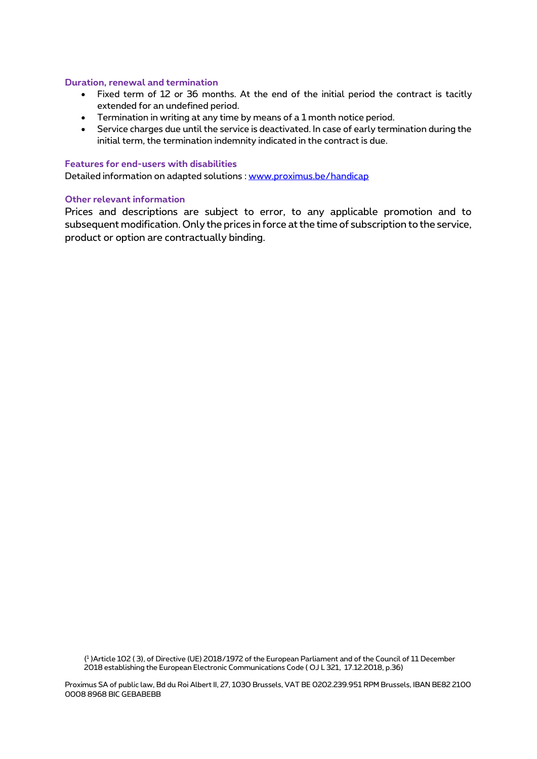### Duration, renewal and termination

- Fixed term of 12 or 36 months. At the end of the initial period the contract is tacitly extended for an undefined period.
- Termination in writing at any time by means of a 1 month notice period.
- Service charges due until the service is deactivated. In case of early termination during the initial term, the termination indemnity indicated in the contract is due.

### Features for end-users with disabilities

Detailed information on adapted solutions : [www.proximus.be/handicap](http://www.proximus.be/handicap)

### Other relevant information

Prices and descriptions are subject to error, to any applicable promotion and to subsequent modification. Only the prices in force at the time of subscription to the service, product or option are contractually binding.

([1] )Article 102 ( 3), of Directive (UE) 2018/1972 of the European Parliament and of the Council of 11 December 2018 establishing the European Electronic Communications Code ( OJ L 321, 17.12.2018, p.36)

Proximus SA of public law, Bd du Roi Albert II, 27, 1030 Brussels, VAT BE 0202.239.951 RPM Brussels, IBAN BE82 2100 0008 8968 BIC GEBABEBB